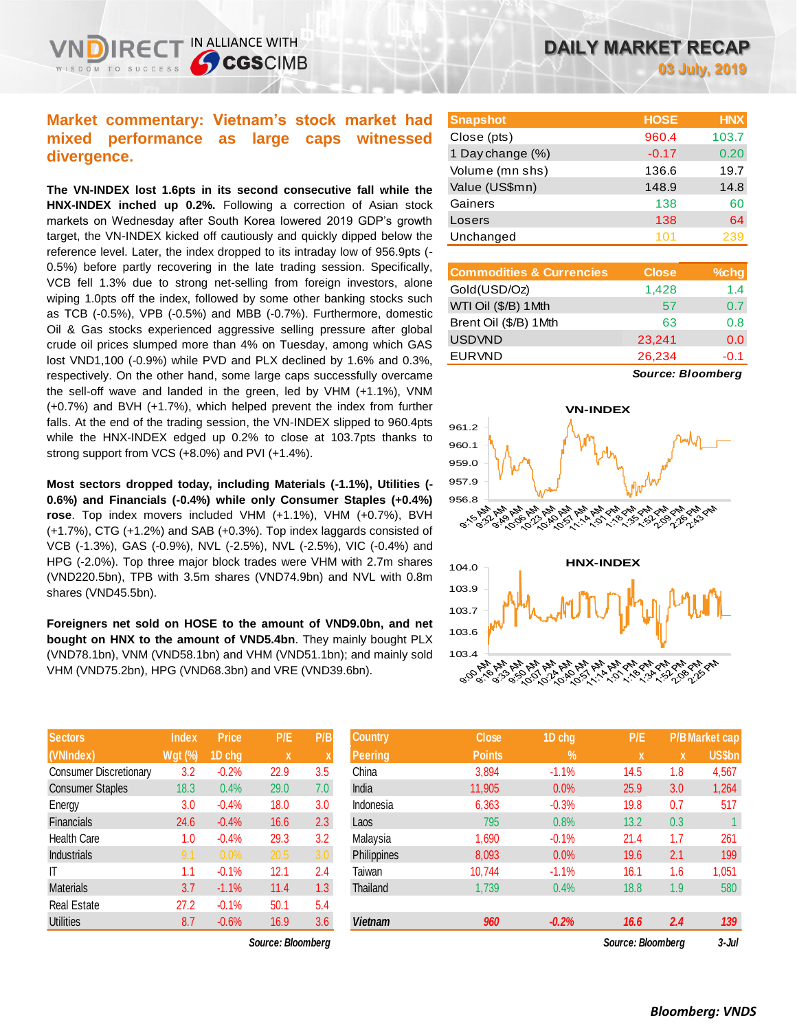# DAILY MARKET RECAP

**03 July, 2019**

## Market commentary: Vietnam's stock market had mixed performance as large caps witnessed divergence.

**The VN-INDEX lost 1.6pts in its second consecutive fall while the HNX-INDEX inched up 0.2%.** Following a correction of Asian stock markets on Wednesday after South Korea lowered 2019 GDP's growth target, the VN-INDEX kicked off cautiously and quickly dipped below the reference level. Later, the index dropped to its intraday low of 956.9pts (-0.5%) before partly recovering in the late trading session. Specifically, VCB fell 1.3% due to strong net-selling from foreign investors, alone wiping 1.0pts off the index, followed by some other banking stocks such as TCB (-0.5%), VPB (-0.5%) and MBB (-0.7%). Furthermore, domestic Oil & Gas stocks experienced aggressive selling pressure after global crude oil prices slumped more than 4% on Tuesday, among which GAS lost VND1,100 (-0.9%) while PVD and PLX declined by 1.6% and 0.3%, respectively. On the other hand, some large caps successfully overcame the sell-off wave and landed in the green, led by VHM (+1.1%), VNM (+0.7%) and BVH (+1.7%), which helped prevent the index from further falls. At the end of the trading session, the VN-INDEX slipped to 960.4pts while the HNX-INDEX edged up 0.2% to close at 103.7pts thanks to strong support from VCS (+8.0%) and PVI (+1.4%).

**Most sectors dropped today, including Materials (-1.1%), Utilities (-0.6%) and Financials (-0.4%) while only Consumer Staples (+0.4%) rose**. Top index movers included VHM (+1.1%), VHM (+0.7%), BVH (+1.7%), CTG (+1.2%) and SAB (+0.3%). Top index laggards consisted of VCB (-1.3%), GAS (-0.9%), NVL (-2.5%), NVL (-2.5%), VIC (-0.4%) and HPG (-2.0%). Top three major block trades were VHM with 2.7m shares (VND220.5bn), TPB with 3.5m shares (VND74.9bn) and NVL with 0.8m shares (VND45.5bn).

**Foreigners net sold on HOSE to the amount of VND9.0bn, and net bought on HNX to the amount of VND5.4bn**. They mainly bought PLX (VND78.1bn), VNM (VND58.1bn) and VHM (VND51.1bn); and mainly sold VHM (VND75.2bn), HPG (VND68.3bn) and VRE (VND39.6bn).

| Snapshot | HOSE | HNX |
|---|---|---|
| Close (pts) | 960.4 | 103.7 |
| 1 Day change (%) | -0.17 | 0.20 |
| Volume (mn shs) | 136.6 | 19.7 |
| Value (US$mn) | 148.9 | 14.8 |
| Gainers | 138 | 60 |
| Losers | 138 | 64 |
| Unchanged | 101 | 239 |

| Commodities & Currencies | Close | %chg |
|---|---|---|
| Gold(USD/Oz) | 1,428 | 1.4 |
| WTI Oil ($/B) 1Mth | 57 | 0.7 |
| Brent Oil ($/B) 1Mth | 63 | 0.8 |
| USDVND | 23,241 | 0.0 |
| EURVND | 26,234 | -0.1 |

*Source: Bloomberg*

| Sectors (VNIndex) | Index Wgt (%) | Price 1D chg | P/E x | P/B x |
|---|---|---|---|---|
| Consumer Discretionary | 3.2 | -0.2% | 22.9 | 3.5 |
| Consumer Staples | 18.3 | 0.4% | 29.0 | 7.0 |
| Energy | 3.0 | -0.4% | 18.0 | 3.0 |
| Financials | 24.6 | -0.4% | 16.6 | 2.3 |
| Health Care | 1.0 | -0.4% | 29.3 | 3.2 |
| Industrials | 9.1 | 0.0% | 20.5 | 3.0 |
| IT | 1.1 | -0.1% | 12.1 | 2.4 |
| Materials | 3.7 | -1.1% | 11.4 | 1.3 |
| Real Estate | 27.2 | -0.1% | 50.1 | 5.4 |
| Utilities | 8.7 | -0.6% | 16.9 | 3.6 |

*Source: Bloomberg*

| Country Peering | Close Points | 1D chg % | P/E x | P/B x | Market cap US$bn |
|---|---|---|---|---|---|
| China | 3,894 | -1.1% | 14.5 | 1.8 | 4,567 |
| India | 11,905 | 0.0% | 25.9 | 3.0 | 1,264 |
| Indonesia | 6,363 | -0.3% | 19.8 | 0.7 | 517 |
| Laos | 795 | 0.8% | 13.2 | 0.3 | 1 |
| Malaysia | 1,690 | -0.1% | 21.4 | 1.7 | 261 |
| Philippines | 8,093 | 0.0% | 19.6 | 2.1 | 199 |
| Taiwan | 10,744 | -1.1% | 16.1 | 1.6 | 1,051 |
| Thailand | 1,739 | 0.4% | 18.8 | 1.9 | 580 |
| ***Vietnam*** | ***960*** | ***-0.2%*** | ***16.6*** | ***2.4*** | ***139*** |

*Source: Bloomberg* 3-Jul

***Bloomberg: VNDS***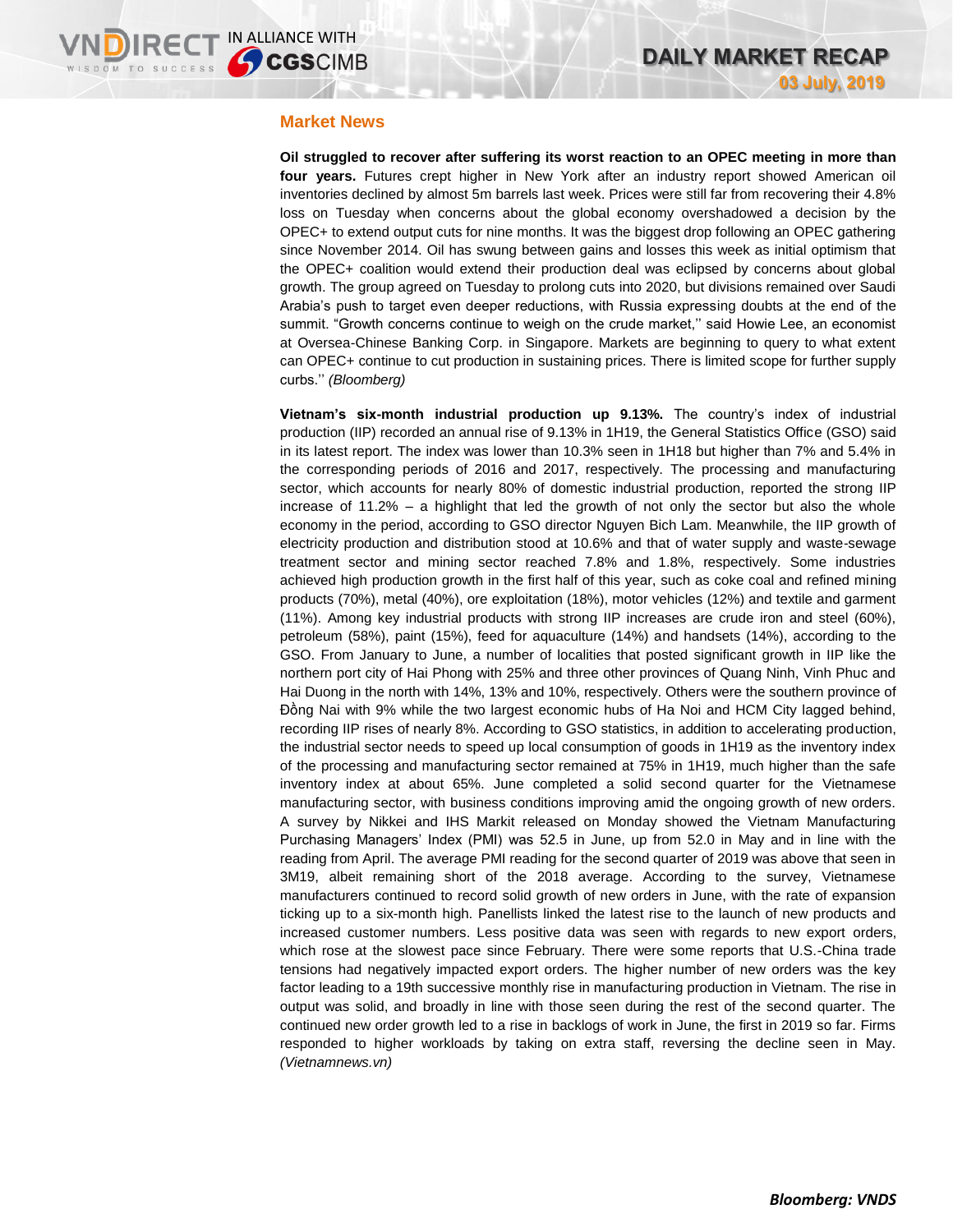## Market News

**Oil struggled to recover after suffering its worst reaction to an OPEC meeting in more than four years.** Futures crept higher in New York after an industry report showed American oil inventories declined by almost 5m barrels last week. Prices were still far from recovering their 4.8% loss on Tuesday when concerns about the global economy overshadowed a decision by the OPEC+ to extend output cuts for nine months. It was the biggest drop following an OPEC gathering since November 2014. Oil has swung between gains and losses this week as initial optimism that the OPEC+ coalition would extend their production deal was eclipsed by concerns about global growth. The group agreed on Tuesday to prolong cuts into 2020, but divisions remained over Saudi Arabia's push to target even deeper reductions, with Russia expressing doubts at the end of the summit. "Growth concerns continue to weigh on the crude market,'' said Howie Lee, an economist at Oversea-Chinese Banking Corp. in Singapore. Markets are beginning to query to what extent can OPEC+ continue to cut production in sustaining prices. There is limited scope for further supply curbs.'' *(Bloomberg)*

**Vietnam's six-month industrial production up 9.13%.** The country's index of industrial production (IIP) recorded an annual rise of 9.13% in 1H19, the General Statistics Office (GSO) said in its latest report. The index was lower than 10.3% seen in 1H18 but higher than 7% and 5.4% in the corresponding periods of 2016 and 2017, respectively. The processing and manufacturing sector, which accounts for nearly 80% of domestic industrial production, reported the strong IIP increase of 11.2% – a highlight that led the growth of not only the sector but also the whole economy in the period, according to GSO director Nguyen Bich Lam. Meanwhile, the IIP growth of electricity production and distribution stood at 10.6% and that of water supply and waste-sewage treatment sector and mining sector reached 7.8% and 1.8%, respectively. Some industries achieved high production growth in the first half of this year, such as coke coal and refined mining products (70%), metal (40%), ore exploitation (18%), motor vehicles (12%) and textile and garment (11%). Among key industrial products with strong IIP increases are crude iron and steel (60%), petroleum (58%), paint (15%), feed for aquaculture (14%) and handsets (14%), according to the GSO. From January to June, a number of localities that posted significant growth in IIP like the northern port city of Hai Phong with 25% and three other provinces of Quang Ninh, Vinh Phuc and Hai Duong in the north with 14%, 13% and 10%, respectively. Others were the southern province of Đồng Nai with 9% while the two largest economic hubs of Ha Noi and HCM City lagged behind, recording IIP rises of nearly 8%. According to GSO statistics, in addition to accelerating production, the industrial sector needs to speed up local consumption of goods in 1H19 as the inventory index of the processing and manufacturing sector remained at 75% in 1H19, much higher than the safe inventory index at about 65%. June completed a solid second quarter for the Vietnamese manufacturing sector, with business conditions improving amid the ongoing growth of new orders. A survey by Nikkei and IHS Markit released on Monday showed the Vietnam Manufacturing Purchasing Managers' Index (PMI) was 52.5 in June, up from 52.0 in May and in line with the reading from April. The average PMI reading for the second quarter of 2019 was above that seen in 3M19, albeit remaining short of the 2018 average. According to the survey, Vietnamese manufacturers continued to record solid growth of new orders in June, with the rate of expansion ticking up to a six-month high. Panellists linked the latest rise to the launch of new products and increased customer numbers. Less positive data was seen with regards to new export orders, which rose at the slowest pace since February. There were some reports that U.S.-China trade tensions had negatively impacted export orders. The higher number of new orders was the key factor leading to a 19th successive monthly rise in manufacturing production in Vietnam. The rise in output was solid, and broadly in line with those seen during the rest of the second quarter. The continued new order growth led to a rise in backlogs of work in June, the first in 2019 so far. Firms responded to higher workloads by taking on extra staff, reversing the decline seen in May. *(Vietnamnews.vn)*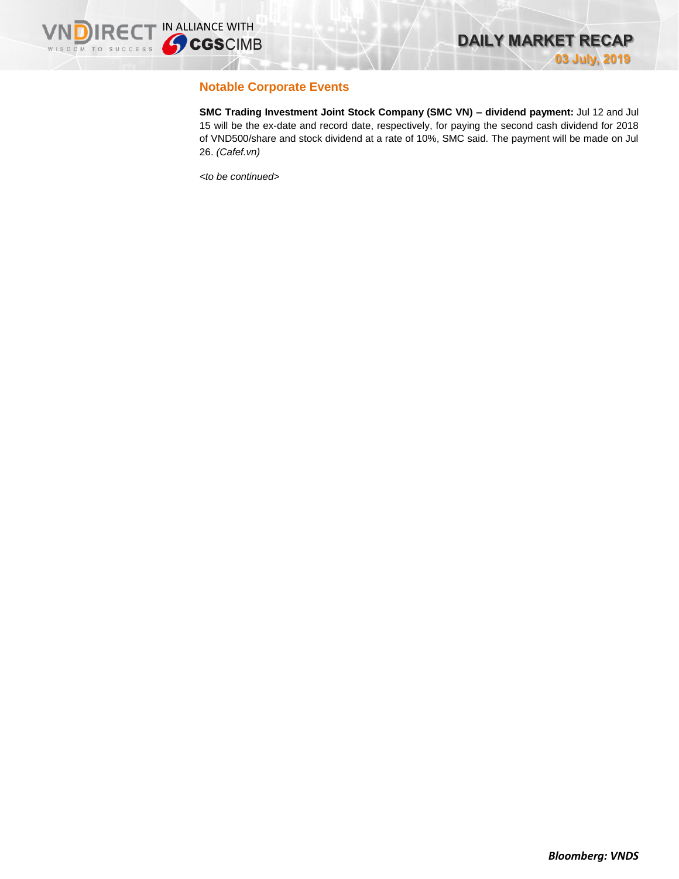## Notable Corporate Events

**SMC Trading Investment Joint Stock Company (SMC VN) – dividend payment:** Jul 12 and Jul 15 will be the ex-date and record date, respectively, for paying the second cash dividend for 2018 of VND500/share and stock dividend at a rate of 10%, SMC said. The payment will be made on Jul 26. *(Cafef.vn)*

*<to be continued>*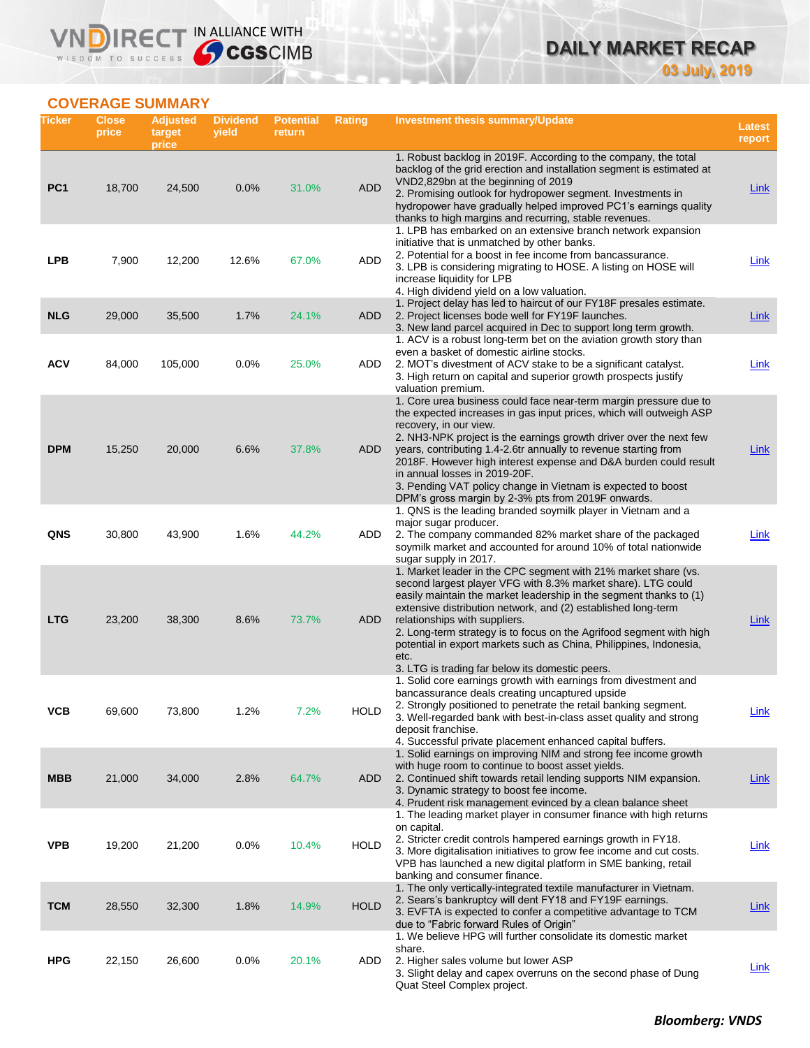## COVERAGE SUMMARY

| Ticker | Close price | Adjusted target price | Dividend yield | Potential return | Rating | Investment thesis summary/Update | Latest report |
|---|---|---|---|---|---|---|---|
| PC1 | 18,700 | 24,500 | 0.0% | 31.0% | ADD | 1. Robust backlog in 2019F. According to the company, the total backlog of the grid erection and installation segment is estimated at VND2,829bn at the beginning of 2019<br>2. Promising outlook for hydropower segment. Investments in hydropower have gradually helped improved PC1's earnings quality thanks to high margins and recurring, stable revenues. | Link |
| LPB | 7,900 | 12,200 | 12.6% | 67.0% | ADD | 1. LPB has embarked on an extensive branch network expansion initiative that is unmatched by other banks.<br>2. Potential for a boost in fee income from bancassurance.<br>3. LPB is considering migrating to HOSE. A listing on HOSE will increase liquidity for LPB<br>4. High dividend yield on a low valuation. | Link |
| NLG | 29,000 | 35,500 | 1.7% | 24.1% | ADD | 1. Project delay has led to haircut of our FY18F presales estimate.<br>2. Project licenses bode well for FY19F launches.<br>3. New land parcel acquired in Dec to support long term growth. | Link |
| ACV | 84,000 | 105,000 | 0.0% | 25.0% | ADD | 1. ACV is a robust long-term bet on the aviation growth story than even a basket of domestic airline stocks.<br>2. MOT's divestment of ACV stake to be a significant catalyst.<br>3. High return on capital and superior growth prospects justify valuation premium. | Link |
| DPM | 15,250 | 20,000 | 6.6% | 37.8% | ADD | 1. Core urea business could face near-term margin pressure due to the expected increases in gas input prices, which will outweigh ASP recovery, in our view.<br>2. NH3-NPK project is the earnings growth driver over the next few years, contributing 1.4-2.6tr annually to revenue starting from 2018F. However high interest expense and D&A burden could result in annual losses in 2019-20F.<br>3. Pending VAT policy change in Vietnam is expected to boost DPM's gross margin by 2-3% pts from 2019F onwards. | Link |
| QNS | 30,800 | 43,900 | 1.6% | 44.2% | ADD | 1. QNS is the leading branded soymilk player in Vietnam and a major sugar producer.<br>2. The company commanded 82% market share of the packaged soymilk market and accounted for around 10% of total nationwide sugar supply in 2017. | Link |
| LTG | 23,200 | 38,300 | 8.6% | 73.7% | ADD | 1. Market leader in the CPC segment with 21% market share (vs. second largest player VFG with 8.3% market share). LTG could easily maintain the market leadership in the segment thanks to (1) extensive distribution network, and (2) established long-term relationships with suppliers.<br>2. Long-term strategy is to focus on the Agrifood segment with high potential in export markets such as China, Philippines, Indonesia, etc.<br>3. LTG is trading far below its domestic peers. | Link |
| VCB | 69,600 | 73,800 | 1.2% | 7.2% | HOLD | 1. Solid core earnings growth with earnings from divestment and bancassurance deals creating uncaptured upside<br>2. Strongly positioned to penetrate the retail banking segment.<br>3. Well-regarded bank with best-in-class asset quality and strong deposit franchise.<br>4. Successful private placement enhanced capital buffers. | Link |
| MBB | 21,000 | 34,000 | 2.8% | 64.7% | ADD | 1. Solid earnings on improving NIM and strong fee income growth with huge room to continue to boost asset yields.<br>2. Continued shift towards retail lending supports NIM expansion.<br>3. Dynamic strategy to boost fee income.<br>4. Prudent risk management evinced by a clean balance sheet | Link |
| VPB | 19,200 | 21,200 | 0.0% | 10.4% | HOLD | 1. The leading market player in consumer finance with high returns on capital.<br>2. Stricter credit controls hampered earnings growth in FY18.<br>3. More digitalisation initiatives to grow fee income and cut costs. VPB has launched a new digital platform in SME banking, retail banking and consumer finance. | Link |
| TCM | 28,550 | 32,300 | 1.8% | 14.9% | HOLD | 1. The only vertically-integrated textile manufacturer in Vietnam.<br>2. Sears's bankruptcy will dent FY18 and FY19F earnings.<br>3. EVFTA is expected to confer a competitive advantage to TCM due to "Fabric forward Rules of Origin" | Link |
| HPG | 22,150 | 26,600 | 0.0% | 20.1% | ADD | 1. We believe HPG will further consolidate its domestic market share.<br>2. Higher sales volume but lower ASP<br>3. Slight delay and capex overruns on the second phase of Dung Quat Steel Complex project. | Link |

***Bloomberg: VNDS***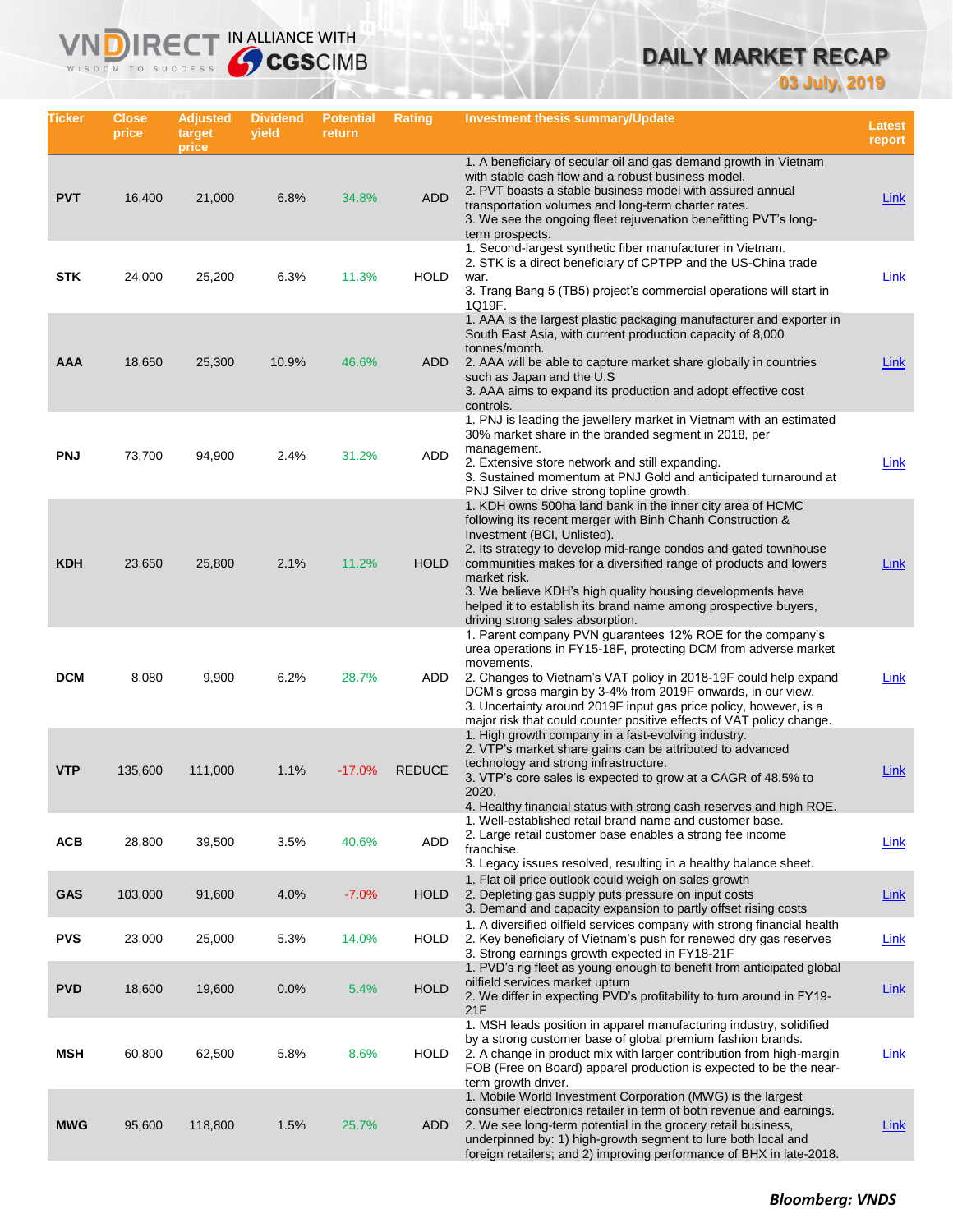# DAILY MARKET RECAP

**03 July, 2019**

| Ticker | Close price | Adjusted target price | Dividend yield | Potential return | Rating | Investment thesis summary/Update | Latest report |
|---|---|---|---|---|---|---|---|
| PVT | 16,400 | 21,000 | 6.8% | 34.8% | ADD | 1. A beneficiary of secular oil and gas demand growth in Vietnam with stable cash flow and a robust business model. 2. PVT boasts a stable business model with assured annual transportation volumes and long-term charter rates. 3. We see the ongoing fleet rejuvenation benefitting PVT's long-term prospects. | Link |
| STK | 24,000 | 25,200 | 6.3% | 11.3% | HOLD | 1. Second-largest synthetic fiber manufacturer in Vietnam. 2. STK is a direct beneficiary of CPTPP and the US-China trade war. 3. Trang Bang 5 (TB5) project's commercial operations will start in 1Q19F. | Link |
| AAA | 18,650 | 25,300 | 10.9% | 46.6% | ADD | 1. AAA is the largest plastic packaging manufacturer and exporter in South East Asia, with current production capacity of 8,000 tonnes/month. 2. AAA will be able to capture market share globally in countries such as Japan and the U.S 3. AAA aims to expand its production and adopt effective cost controls. | Link |
| PNJ | 73,700 | 94,900 | 2.4% | 31.2% | ADD | 1. PNJ is leading the jewellery market in Vietnam with an estimated 30% market share in the branded segment in 2018, per management. 2. Extensive store network and still expanding. 3. Sustained momentum at PNJ Gold and anticipated turnaround at PNJ Silver to drive strong topline growth. | Link |
| KDH | 23,650 | 25,800 | 2.1% | 11.2% | HOLD | 1. KDH owns 500ha land bank in the inner city area of HCMC following its recent merger with Binh Chanh Construction & Investment (BCI, Unlisted). 2. Its strategy to develop mid-range condos and gated townhouse communities makes for a diversified range of products and lowers market risk. 3. We believe KDH's high quality housing developments have helped it to establish its brand name among prospective buyers, driving strong sales absorption. | Link |
| DCM | 8,080 | 9,900 | 6.2% | 28.7% | ADD | 1. Parent company PVN guarantees 12% ROE for the company's urea operations in FY15-18F, protecting DCM from adverse market movements. 2. Changes to Vietnam's VAT policy in 2018-19F could help expand DCM's gross margin by 3-4% from 2019F onwards, in our view. 3. Uncertainty around 2019F input gas price policy, however, is a major risk that could counter positive effects of VAT policy change. | Link |
| VTP | 135,600 | 111,000 | 1.1% | -17.0% | REDUCE | 1. High growth company in a fast-evolving industry. 2. VTP's market share gains can be attributed to advanced technology and strong infrastructure. 3. VTP's core sales is expected to grow at a CAGR of 48.5% to 2020. 4. Healthy financial status with strong cash reserves and high ROE. | Link |
| ACB | 28,800 | 39,500 | 3.5% | 40.6% | ADD | 1. Well-established retail brand name and customer base. 2. Large retail customer base enables a strong fee income franchise. 3. Legacy issues resolved, resulting in a healthy balance sheet. | Link |
| GAS | 103,000 | 91,600 | 4.0% | -7.0% | HOLD | 1. Flat oil price outlook could weigh on sales growth 2. Depleting gas supply puts pressure on input costs 3. Demand and capacity expansion to partly offset rising costs | Link |
| PVS | 23,000 | 25,000 | 5.3% | 14.0% | HOLD | 1. A diversified oilfield services company with strong financial health 2. Key beneficiary of Vietnam's push for renewed dry gas reserves 3. Strong earnings growth expected in FY18-21F | Link |
| PVD | 18,600 | 19,600 | 0.0% | 5.4% | HOLD | 1. PVD's rig fleet as young enough to benefit from anticipated global oilfield services market upturn 2. We differ in expecting PVD's profitability to turn around in FY19-21F | Link |
| MSH | 60,800 | 62,500 | 5.8% | 8.6% | HOLD | 1. MSH leads position in apparel manufacturing industry, solidified by a strong customer base of global premium fashion brands. 2. A change in product mix with larger contribution from high-margin FOB (Free on Board) apparel production is expected to be the near-term growth driver. | Link |
| MWG | 95,600 | 118,800 | 1.5% | 25.7% | ADD | 1. Mobile World Investment Corporation (MWG) is the largest consumer electronics retailer in term of both revenue and earnings. 2. We see long-term potential in the grocery retail business, underpinned by: 1) high-growth segment to lure both local and foreign retailers; and 2) improving performance of BHX in late-2018. | Link |

***Bloomberg: VNDS***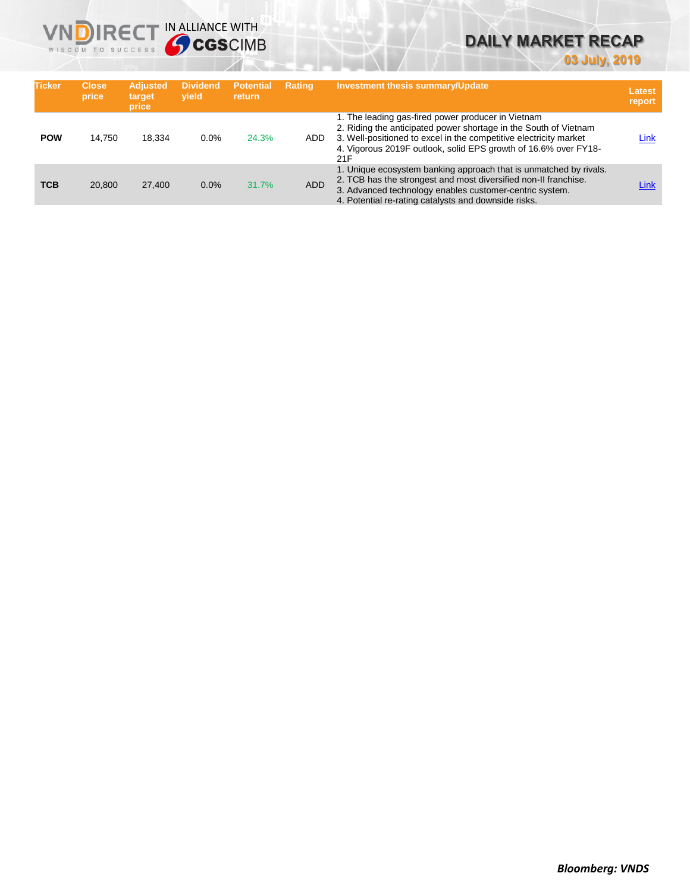| Ticker | Close price | Adjusted target price | Dividend yield | Potential return | Rating | Investment thesis summary/Update | Latest report |
|---|---|---|---|---|---|---|---|
| **POW** | 14,750 | 18,334 | 0.0% | 24.3% | ADD | 1. The leading gas-fired power producer in Vietnam<br>2. Riding the anticipated power shortage in the South of Vietnam<br>3. Well-positioned to excel in the competitive electricity market<br>4. Vigorous 2019F outlook, solid EPS growth of 16.6% over FY18-21F | Link |
| **TCB** | 20,800 | 27,400 | 0.0% | 31.7% | ADD | 1. Unique ecosystem banking approach that is unmatched by rivals.<br>2. TCB has the strongest and most diversified non-II franchise.<br>3. Advanced technology enables customer-centric system.<br>4. Potential re-rating catalysts and downside risks. | Link |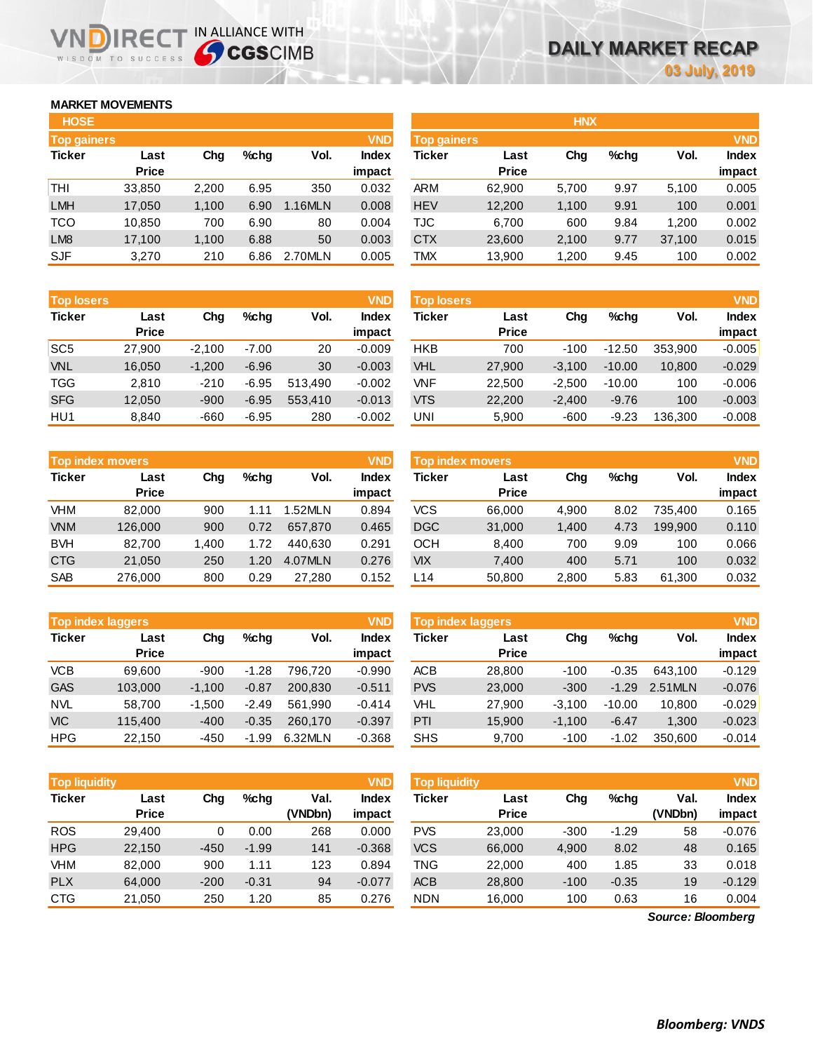# DAILY MARKET RECAP

03 July, 2019

## MARKET MOVEMENTS

### HOSE

**Top gainers** (VND)

| Ticker | Last Price | Chg | %chg | Vol. | Index impact |
|---|---|---|---|---|---|
| THI | 33,850 | 2,200 | 6.95 | 350 | 0.032 |
| LMH | 17,050 | 1,100 | 6.90 | 1.16MLN | 0.008 |
| TCO | 10,850 | 700 | 6.90 | 80 | 0.004 |
| LM8 | 17,100 | 1,100 | 6.88 | 50 | 0.003 |
| SJF | 3,270 | 210 | 6.86 | 2.70MLN | 0.005 |

**Top losers** (VND)

| Ticker | Last Price | Chg | %chg | Vol. | Index impact |
|---|---|---|---|---|---|
| SC5 | 27,900 | -2,100 | -7.00 | 20 | -0.009 |
| VNL | 16,050 | -1,200 | -6.96 | 30 | -0.003 |
| TGG | 2,810 | -210 | -6.95 | 513,490 | -0.002 |
| SFG | 12,050 | -900 | -6.95 | 553,410 | -0.013 |
| HU1 | 8,840 | -660 | -6.95 | 280 | -0.002 |

**Top index movers** (VND)

| Ticker | Last Price | Chg | %chg | Vol. | Index impact |
|---|---|---|---|---|---|
| VHM | 82,000 | 900 | 1.11 | 1.52MLN | 0.894 |
| VNM | 126,000 | 900 | 0.72 | 657,870 | 0.465 |
| BVH | 82,700 | 1,400 | 1.72 | 440,630 | 0.291 |
| CTG | 21,050 | 250 | 1.20 | 4.07MLN | 0.276 |
| SAB | 276,000 | 800 | 0.29 | 27,280 | 0.152 |

**Top index laggers** (VND)

| Ticker | Last Price | Chg | %chg | Vol. | Index impact |
|---|---|---|---|---|---|
| VCB | 69,600 | -900 | -1.28 | 796,720 | -0.990 |
| GAS | 103,000 | -1,100 | -0.87 | 200,830 | -0.511 |
| NVL | 58,700 | -1,500 | -2.49 | 561,990 | -0.414 |
| VIC | 115,400 | -400 | -0.35 | 260,170 | -0.397 |
| HPG | 22,150 | -450 | -1.99 | 6.32MLN | -0.368 |

**Top liquidity** (VND)

| Ticker | Last Price | Chg | %chg | Val. (VNDbn) | Index impact |
|---|---|---|---|---|---|
| ROS | 29,400 | 0 | 0.00 | 268 | 0.000 |
| HPG | 22,150 | -450 | -1.99 | 141 | -0.368 |
| VHM | 82,000 | 900 | 1.11 | 123 | 0.894 |
| PLX | 64,000 | -200 | -0.31 | 94 | -0.077 |
| CTG | 21,050 | 250 | 1.20 | 85 | 0.276 |

### HNX

**Top gainers** (VND)

| Ticker | Last Price | Chg | %chg | Vol. | Index impact |
|---|---|---|---|---|---|
| ARM | 62,900 | 5,700 | 9.97 | 5,100 | 0.005 |
| HEV | 12,200 | 1,100 | 9.91 | 100 | 0.001 |
| TJC | 6,700 | 600 | 9.84 | 1,200 | 0.002 |
| CTX | 23,600 | 2,100 | 9.77 | 37,100 | 0.015 |
| TMX | 13,900 | 1,200 | 9.45 | 100 | 0.002 |

**Top losers** (VND)

| Ticker | Last Price | Chg | %chg | Vol. | Index impact |
|---|---|---|---|---|---|
| HKB | 700 | -100 | -12.50 | 353,900 | -0.005 |
| VHL | 27,900 | -3,100 | -10.00 | 10,800 | -0.029 |
| VNF | 22,500 | -2,500 | -10.00 | 100 | -0.006 |
| VTS | 22,200 | -2,400 | -9.76 | 100 | -0.003 |
| UNI | 5,900 | -600 | -9.23 | 136,300 | -0.008 |

**Top index movers** (VND)

| Ticker | Last Price | Chg | %chg | Vol. | Index impact |
|---|---|---|---|---|---|
| VCS | 66,000 | 4,900 | 8.02 | 735,400 | 0.165 |
| DGC | 31,000 | 1,400 | 4.73 | 199,900 | 0.110 |
| OCH | 8,400 | 700 | 9.09 | 100 | 0.066 |
| VIX | 7,400 | 400 | 5.71 | 100 | 0.032 |
| L14 | 50,800 | 2,800 | 5.83 | 61,300 | 0.032 |

**Top index laggers** (VND)

| Ticker | Last Price | Chg | %chg | Vol. | Index impact |
|---|---|---|---|---|---|
| ACB | 28,800 | -100 | -0.35 | 643,100 | -0.129 |
| PVS | 23,000 | -300 | -1.29 | 2.51MLN | -0.076 |
| VHL | 27,900 | -3,100 | -10.00 | 10,800 | -0.029 |
| PTI | 15,900 | -1,100 | -6.47 | 1,300 | -0.023 |
| SHS | 9,700 | -100 | -1.02 | 350,600 | -0.014 |

**Top liquidity** (VND)

| Ticker | Last Price | Chg | %chg | Val. (VNDbn) | Index impact |
|---|---|---|---|---|---|
| PVS | 23,000 | -300 | -1.29 | 58 | -0.076 |
| VCS | 66,000 | 4,900 | 8.02 | 48 | 0.165 |
| TNG | 22,000 | 400 | 1.85 | 33 | 0.018 |
| ACB | 28,800 | -100 | -0.35 | 19 | -0.129 |
| NDN | 16,000 | 100 | 0.63 | 16 | 0.004 |

*Source: Bloomberg*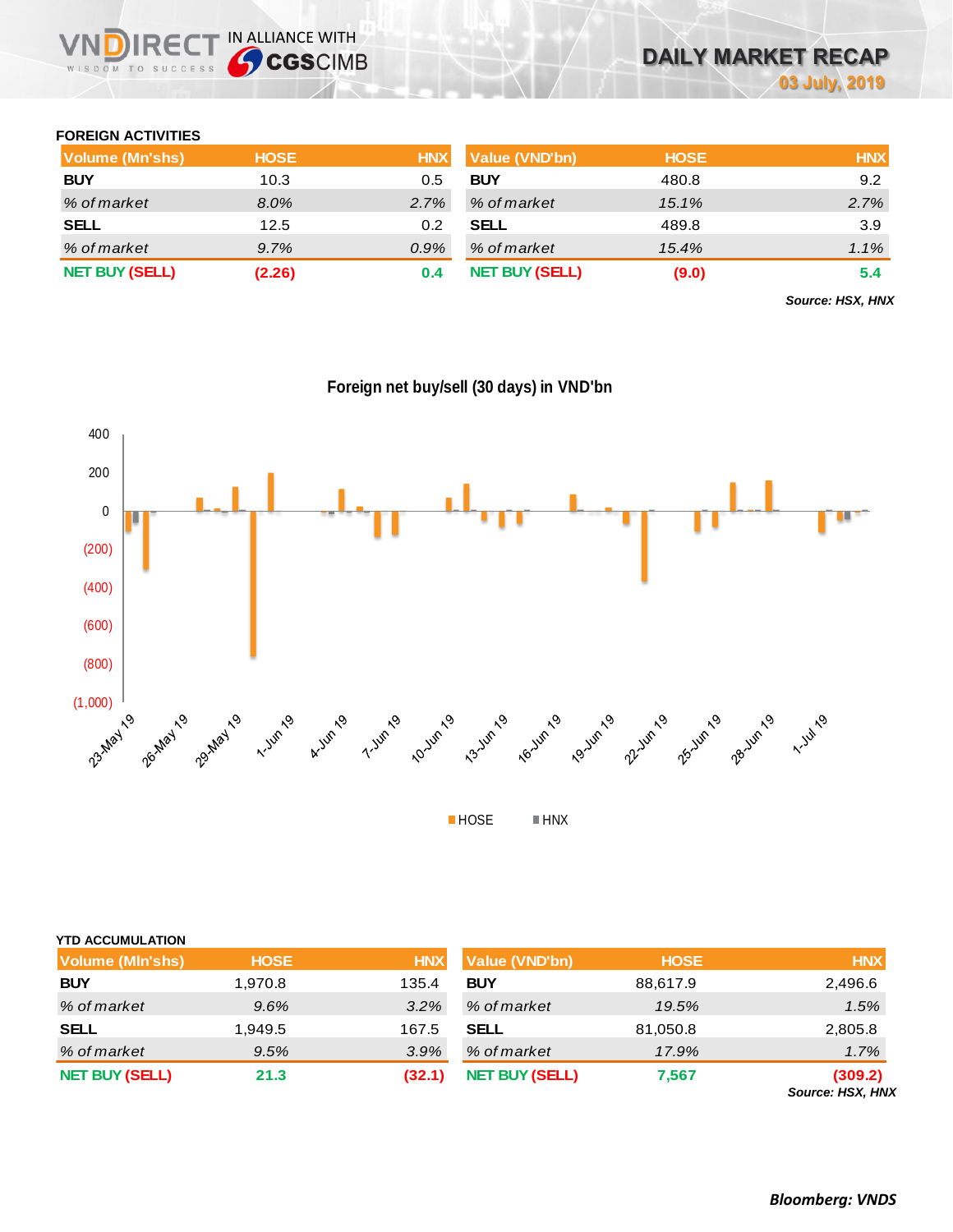## FOREIGN ACTIVITIES

| Volume (Mn'shs) | HOSE | HNX |
|---|---|---|
| BUY | 10.3 | 0.5 |
| % of market | 8.0% | 2.7% |
| SELL | 12.5 | 0.2 |
| % of market | 9.7% | 0.9% |
| NET BUY (SELL) | (2.26) | 0.4 |

| Value (VND'bn) | HOSE | HNX |
|---|---|---|
| BUY | 480.8 | 9.2 |
| % of market | 15.1% | 2.7% |
| SELL | 489.8 | 3.9 |
| % of market | 15.4% | 1.1% |
| NET BUY (SELL) | (9.0) | 5.4 |

*Source: HSX, HNX*

**Foreign net buy/sell (30 days) in VND'bn**

## YTD ACCUMULATION

| Volume (Mln'shs) | HOSE | HNX |
|---|---|---|
| BUY | 1,970.8 | 135.4 |
| % of market | 9.6% | 3.2% |
| SELL | 1,949.5 | 167.5 |
| % of market | 9.5% | 3.9% |
| NET BUY (SELL) | 21.3 | (32.1) |

| Value (VND'bn) | HOSE | HNX |
|---|---|---|
| BUY | 88,617.9 | 2,496.6 |
| % of market | 19.5% | 1.5% |
| SELL | 81,050.8 | 2,805.8 |
| % of market | 17.9% | 1.7% |
| NET BUY (SELL) | 7,567 | (309.2) |

*Source: HSX, HNX*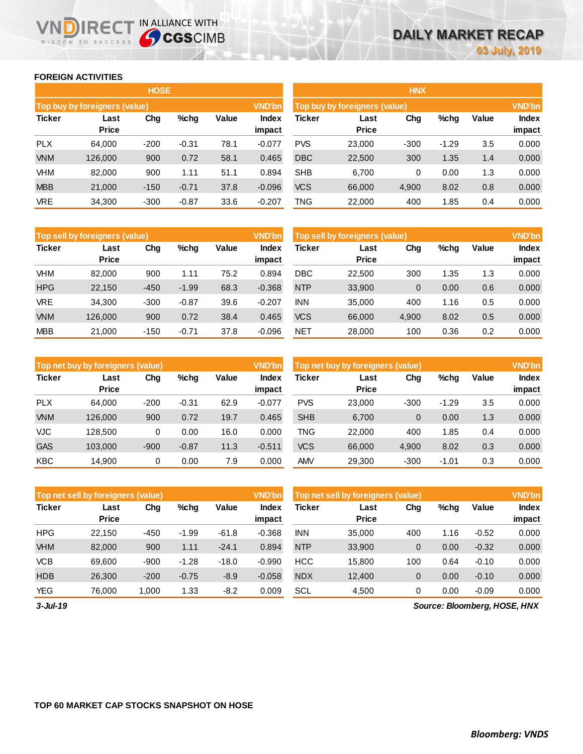# DAILY MARKET RECAP

**03 July, 2019**

VNDIRECT IN ALLIANCE WITH CGSCIMB

## FOREIGN ACTIVITIES

### HOSE

| Top buy by foreigners (value) | | | | | VND'bn |
|---|---|---|---|---|---|
| Ticker | Last Price | Chg | %chg | Value | Index impact |
| PLX | 64,000 | -200 | -0.31 | 78.1 | -0.077 |
| VNM | 126,000 | 900 | 0.72 | 58.1 | 0.465 |
| VHM | 82,000 | 900 | 1.11 | 51.1 | 0.894 |
| MBB | 21,000 | -150 | -0.71 | 37.8 | -0.096 |
| VRE | 34,300 | -300 | -0.87 | 33.6 | -0.207 |

| Top sell by foreigners (value) | | | | | VND'bn |
|---|---|---|---|---|---|
| Ticker | Last Price | Chg | %chg | Value | Index impact |
| VHM | 82,000 | 900 | 1.11 | 75.2 | 0.894 |
| HPG | 22,150 | -450 | -1.99 | 68.3 | -0.368 |
| VRE | 34,300 | -300 | -0.87 | 39.6 | -0.207 |
| VNM | 126,000 | 900 | 0.72 | 38.4 | 0.465 |
| MBB | 21,000 | -150 | -0.71 | 37.8 | -0.096 |

| Top net buy by foreigners (value) | | | | | VND'bn |
|---|---|---|---|---|---|
| Ticker | Last Price | Chg | %chg | Value | Index impact |
| PLX | 64,000 | -200 | -0.31 | 62.9 | -0.077 |
| VNM | 126,000 | 900 | 0.72 | 19.7 | 0.465 |
| VJC | 128,500 | 0 | 0.00 | 16.0 | 0.000 |
| GAS | 103,000 | -900 | -0.87 | 11.3 | -0.511 |
| KBC | 14,900 | 0 | 0.00 | 7.9 | 0.000 |

| Top net sell by foreigners (value) | | | | | VND'bn |
|---|---|---|---|---|---|
| Ticker | Last Price | Chg | %chg | Value | Index impact |
| HPG | 22,150 | -450 | -1.99 | -61.8 | -0.368 |
| VHM | 82,000 | 900 | 1.11 | -24.1 | 0.894 |
| VCB | 69,600 | -900 | -1.28 | -18.0 | -0.990 |
| HDB | 26,300 | -200 | -0.75 | -8.9 | -0.058 |
| YEG | 76,000 | 1,000 | 1.33 | -8.2 | 0.009 |

### HNX

| Top buy by foreigners (value) | | | | | VND'bn |
|---|---|---|---|---|---|
| Ticker | Last Price | Chg | %chg | Value | Index impact |
| PVS | 23,000 | -300 | -1.29 | 3.5 | 0.000 |
| DBC | 22,500 | 300 | 1.35 | 1.4 | 0.000 |
| SHB | 6,700 | 0 | 0.00 | 1.3 | 0.000 |
| VCS | 66,000 | 4,900 | 8.02 | 0.8 | 0.000 |
| TNG | 22,000 | 400 | 1.85 | 0.4 | 0.000 |

| Top sell by foreigners (value) | | | | | VND'bn |
|---|---|---|---|---|---|
| Ticker | Last Price | Chg | %chg | Value | Index impact |
| DBC | 22,500 | 300 | 1.35 | 1.3 | 0.000 |
| NTP | 33,900 | 0 | 0.00 | 0.6 | 0.000 |
| INN | 35,000 | 400 | 1.16 | 0.5 | 0.000 |
| VCS | 66,000 | 4,900 | 8.02 | 0.5 | 0.000 |
| NET | 28,000 | 100 | 0.36 | 0.2 | 0.000 |

| Top net buy by foreigners (value) | | | | | VND'bn |
|---|---|---|---|---|---|
| Ticker | Last Price | Chg | %chg | Value | Index impact |
| PVS | 23,000 | -300 | -1.29 | 3.5 | 0.000 |
| SHB | 6,700 | 0 | 0.00 | 1.3 | 0.000 |
| TNG | 22,000 | 400 | 1.85 | 0.4 | 0.000 |
| VCS | 66,000 | 4,900 | 8.02 | 0.3 | 0.000 |
| AMV | 29,300 | -300 | -1.01 | 0.3 | 0.000 |

| Top net sell by foreigners (value) | | | | | VND'bn |
|---|---|---|---|---|---|
| Ticker | Last Price | Chg | %chg | Value | Index impact |
| INN | 35,000 | 400 | 1.16 | -0.52 | 0.000 |
| NTP | 33,900 | 0 | 0.00 | -0.32 | 0.000 |
| HCC | 15,800 | 100 | 0.64 | -0.10 | 0.000 |
| NDX | 12,400 | 0 | 0.00 | -0.10 | 0.000 |
| SCL | 4,500 | 0 | 0.00 | -0.09 | 0.000 |

*3-Jul-19*

*Source: Bloomberg, HOSE, HNX*

## TOP 60 MARKET CAP STOCKS SNAPSHOT ON HOSE

*Bloomberg: VNDS*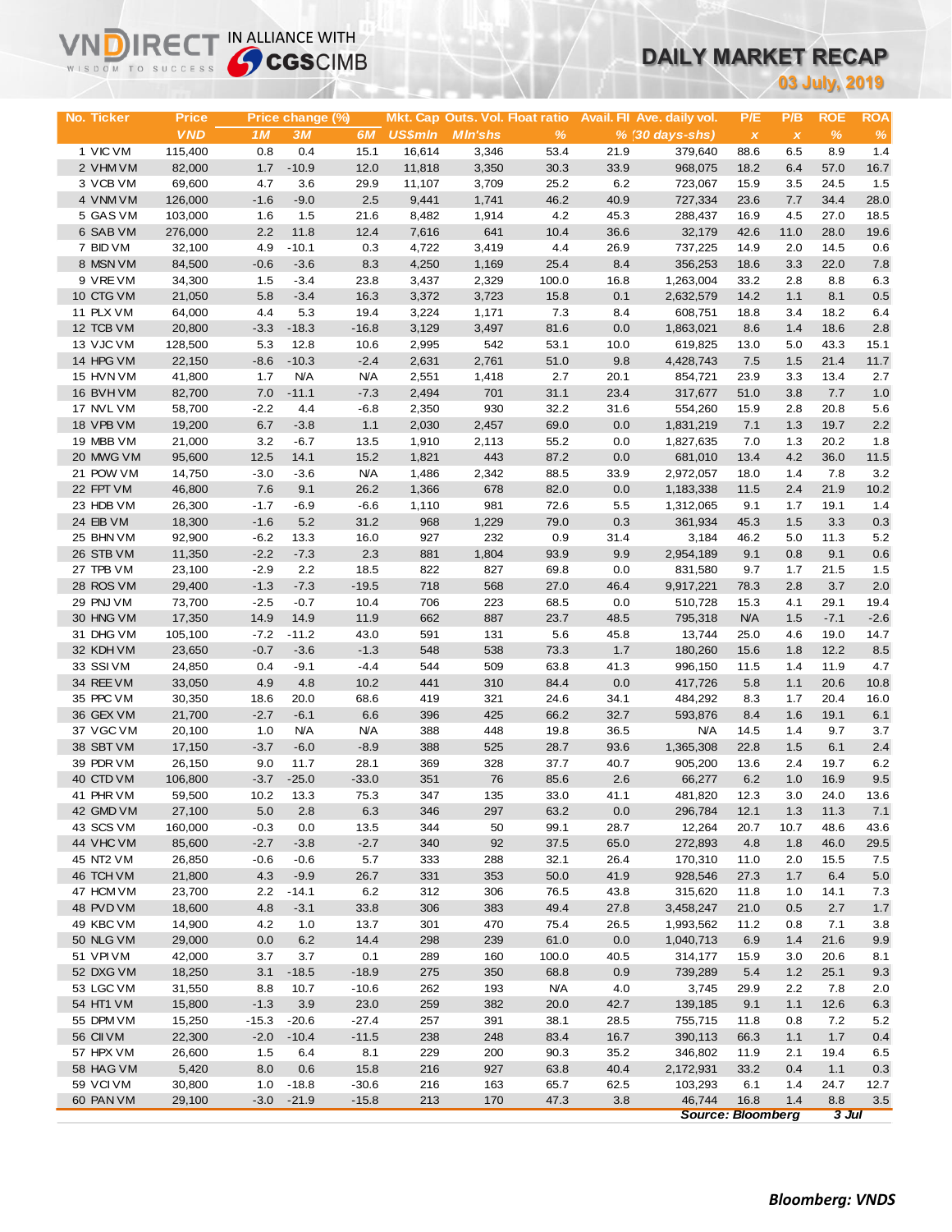# DAILY MARKET RECAP

**03 July, 2019**

VNDIRECT IN ALLIANCE WITH CGSCIMB

| No. | Ticker | Price | Price change (%) | | | Mkt. Cap | Outs. Vol. | Float ratio | Avail. FII | Ave. daily vol. | P/E | P/B | ROE | ROA |
|---|---|---|---|---|---|---|---|---|---|---|---|---|---|---|
| | | VND | 1M | 3M | 6M | US$mln | Mln'shs | % | % | (30 days-shs) | x | x | % | % |
| 1 | VIC VM | 115,400 | 0.8 | 0.4 | 15.1 | 16,614 | 3,346 | 53.4 | 21.9 | 379,640 | 88.6 | 6.5 | 8.9 | 1.4 |
| 2 | VHM VM | 82,000 | 1.7 | -10.9 | 12.0 | 11,818 | 3,350 | 30.3 | 33.9 | 968,075 | 18.2 | 6.4 | 57.0 | 16.7 |
| 3 | VCB VM | 69,600 | 4.7 | 3.6 | 29.9 | 11,107 | 3,709 | 25.2 | 6.2 | 723,067 | 15.9 | 3.5 | 24.5 | 1.5 |
| 4 | VNM VM | 126,000 | -1.6 | -9.0 | 2.5 | 9,441 | 1,741 | 46.2 | 40.9 | 727,334 | 23.6 | 7.7 | 34.4 | 28.0 |
| 5 | GAS VM | 103,000 | 1.6 | 1.5 | 21.6 | 8,482 | 1,914 | 4.2 | 45.3 | 288,437 | 16.9 | 4.5 | 27.0 | 18.5 |
| 6 | SAB VM | 276,000 | 2.2 | 11.8 | 12.4 | 7,616 | 641 | 10.4 | 36.6 | 32,179 | 42.6 | 11.0 | 28.0 | 19.6 |
| 7 | BID VM | 32,100 | 4.9 | -10.1 | 0.3 | 4,722 | 3,419 | 4.4 | 26.9 | 737,225 | 14.9 | 2.0 | 14.5 | 0.6 |
| 8 | MSN VM | 84,500 | -0.6 | -3.6 | 8.3 | 4,250 | 1,169 | 25.4 | 8.4 | 356,253 | 18.6 | 3.3 | 22.0 | 7.8 |
| 9 | VRE VM | 34,300 | 1.5 | -3.4 | 23.8 | 3,437 | 2,329 | 100.0 | 16.8 | 1,263,004 | 33.2 | 2.8 | 8.8 | 6.3 |
| 10 | CTG VM | 21,050 | 5.8 | -3.4 | 16.3 | 3,372 | 3,723 | 15.8 | 0.1 | 2,632,579 | 14.2 | 1.1 | 8.1 | 0.5 |
| 11 | PLX VM | 64,000 | 4.4 | 5.3 | 19.4 | 3,224 | 1,171 | 7.3 | 8.4 | 608,751 | 18.8 | 3.4 | 18.2 | 6.4 |
| 12 | TCB VM | 20,800 | -3.3 | -18.3 | -16.8 | 3,129 | 3,497 | 81.6 | 0.0 | 1,863,021 | 8.6 | 1.4 | 18.6 | 2.8 |
| 13 | VJC VM | 128,500 | 5.3 | 12.8 | 10.6 | 2,995 | 542 | 53.1 | 10.0 | 619,825 | 13.0 | 5.0 | 43.3 | 15.1 |
| 14 | HPG VM | 22,150 | -8.6 | -10.3 | -2.4 | 2,631 | 2,761 | 51.0 | 9.8 | 4,428,743 | 7.5 | 1.5 | 21.4 | 11.7 |
| 15 | HVN VM | 41,800 | 1.7 | N/A | N/A | 2,551 | 1,418 | 2.7 | 20.1 | 854,721 | 23.9 | 3.3 | 13.4 | 2.7 |
| 16 | BVH VM | 82,700 | 7.0 | -11.1 | -7.3 | 2,494 | 701 | 31.1 | 23.4 | 317,677 | 51.0 | 3.8 | 7.7 | 1.0 |
| 17 | NVL VM | 58,700 | -2.2 | 4.4 | -6.8 | 2,350 | 930 | 32.2 | 31.6 | 554,260 | 15.9 | 2.8 | 20.8 | 5.6 |
| 18 | VPB VM | 19,200 | 6.7 | -3.8 | 1.1 | 2,030 | 2,457 | 69.0 | 0.0 | 1,831,219 | 7.1 | 1.3 | 19.7 | 2.2 |
| 19 | MBB VM | 21,000 | 3.2 | -6.7 | 13.5 | 1,910 | 2,113 | 55.2 | 0.0 | 1,827,635 | 7.0 | 1.3 | 20.2 | 1.8 |
| 20 | MWG VM | 95,600 | 12.5 | 14.1 | 15.2 | 1,821 | 443 | 87.2 | 0.0 | 681,010 | 13.4 | 4.2 | 36.0 | 11.5 |
| 21 | POW VM | 14,750 | -3.0 | -3.6 | N/A | 1,486 | 2,342 | 88.5 | 33.9 | 2,972,057 | 18.0 | 1.4 | 7.8 | 3.2 |
| 22 | FPT VM | 46,800 | 7.6 | 9.1 | 26.2 | 1,366 | 678 | 82.0 | 0.0 | 1,183,338 | 11.5 | 2.4 | 21.9 | 10.2 |
| 23 | HDB VM | 26,300 | -1.7 | -6.9 | -6.6 | 1,110 | 981 | 72.6 | 5.5 | 1,312,065 | 9.1 | 1.7 | 19.1 | 1.4 |
| 24 | EIB VM | 18,300 | -1.6 | 5.2 | 31.2 | 968 | 1,229 | 79.0 | 0.3 | 361,934 | 45.3 | 1.5 | 3.3 | 0.3 |
| 25 | BHN VM | 92,900 | -6.2 | 13.3 | 16.0 | 927 | 232 | 0.9 | 31.4 | 3,184 | 46.2 | 5.0 | 11.3 | 5.2 |
| 26 | STB VM | 11,350 | -2.2 | -7.3 | 2.3 | 881 | 1,804 | 93.9 | 9.9 | 2,954,189 | 9.1 | 0.8 | 9.1 | 0.6 |
| 27 | TPB VM | 23,100 | -2.9 | 2.2 | 18.5 | 822 | 827 | 69.8 | 0.0 | 831,580 | 9.7 | 1.7 | 21.5 | 1.5 |
| 28 | ROS VM | 29,400 | -1.3 | -7.3 | -19.5 | 718 | 568 | 27.0 | 46.4 | 9,917,221 | 78.3 | 2.8 | 3.7 | 2.0 |
| 29 | PNJ VM | 73,700 | -2.5 | -0.7 | 10.4 | 706 | 223 | 68.5 | 0.0 | 510,728 | 15.3 | 4.1 | 29.1 | 19.4 |
| 30 | HNG VM | 17,350 | 14.9 | 14.9 | 11.9 | 662 | 887 | 23.7 | 48.5 | 795,318 | N/A | 1.5 | -7.1 | -2.6 |
| 31 | DHG VM | 105,100 | -7.2 | -11.2 | 43.0 | 591 | 131 | 5.6 | 45.8 | 13,744 | 25.0 | 4.6 | 19.0 | 14.7 |
| 32 | KDH VM | 23,650 | -0.7 | -3.6 | -1.3 | 548 | 538 | 73.3 | 1.7 | 180,260 | 15.6 | 1.8 | 12.2 | 8.5 |
| 33 | SSI VM | 24,850 | 0.4 | -9.1 | -4.4 | 544 | 509 | 63.8 | 41.3 | 996,150 | 11.5 | 1.4 | 11.9 | 4.7 |
| 34 | REE VM | 33,050 | 4.9 | 4.8 | 10.2 | 441 | 310 | 84.4 | 0.0 | 417,726 | 5.8 | 1.1 | 20.6 | 10.8 |
| 35 | PPC VM | 30,350 | 18.6 | 20.0 | 68.6 | 419 | 321 | 24.6 | 34.1 | 484,292 | 8.3 | 1.7 | 20.4 | 16.0 |
| 36 | GEX VM | 21,700 | -2.7 | -6.1 | 6.6 | 396 | 425 | 66.2 | 32.7 | 593,876 | 8.4 | 1.6 | 19.1 | 6.1 |
| 37 | VGC VM | 20,100 | 1.0 | N/A | N/A | 388 | 448 | 19.8 | 36.5 | N/A | 14.5 | 1.4 | 9.7 | 3.7 |
| 38 | SBT VM | 17,150 | -3.7 | -6.0 | -8.9 | 388 | 525 | 28.7 | 93.6 | 1,365,308 | 22.8 | 1.5 | 6.1 | 2.4 |
| 39 | PDR VM | 26,150 | 9.0 | 11.7 | 28.1 | 369 | 328 | 37.7 | 40.7 | 905,200 | 13.6 | 2.4 | 19.7 | 6.2 |
| 40 | CTD VM | 106,800 | -3.7 | -25.0 | -33.0 | 351 | 76 | 85.6 | 2.6 | 66,277 | 6.2 | 1.0 | 16.9 | 9.5 |
| 41 | PHR VM | 59,500 | 10.2 | 13.3 | 75.3 | 347 | 135 | 33.0 | 41.1 | 481,820 | 12.3 | 3.0 | 24.0 | 13.6 |
| 42 | GMD VM | 27,100 | 5.0 | 2.8 | 6.3 | 346 | 297 | 63.2 | 0.0 | 296,784 | 12.1 | 1.3 | 11.3 | 7.1 |
| 43 | SCS VM | 160,000 | -0.3 | 0.0 | 13.5 | 344 | 50 | 99.1 | 28.7 | 12,264 | 20.7 | 10.7 | 48.6 | 43.6 |
| 44 | VHC VM | 85,600 | -2.7 | -3.8 | -2.7 | 340 | 92 | 37.5 | 65.0 | 272,893 | 4.8 | 1.8 | 46.0 | 29.5 |
| 45 | NT2 VM | 26,850 | -0.6 | -0.6 | 5.7 | 333 | 288 | 32.1 | 26.4 | 170,310 | 11.0 | 2.0 | 15.5 | 7.5 |
| 46 | TCH VM | 21,800 | 4.3 | -9.9 | 26.7 | 331 | 353 | 50.0 | 41.9 | 928,546 | 27.3 | 1.7 | 6.4 | 5.0 |
| 47 | HCM VM | 23,700 | 2.2 | -14.1 | 6.2 | 312 | 306 | 76.5 | 43.8 | 315,620 | 11.8 | 1.0 | 14.1 | 7.3 |
| 48 | PVD VM | 18,600 | 4.8 | -3.1 | 33.8 | 306 | 383 | 49.4 | 27.8 | 3,458,247 | 21.0 | 0.5 | 2.7 | 1.7 |
| 49 | KBC VM | 14,900 | 4.2 | 1.0 | 13.7 | 301 | 470 | 75.4 | 26.5 | 1,993,562 | 11.2 | 0.8 | 7.1 | 3.8 |
| 50 | NLG VM | 29,000 | 0.0 | 6.2 | 14.4 | 298 | 239 | 61.0 | 0.0 | 1,040,713 | 6.9 | 1.4 | 21.6 | 9.9 |
| 51 | VPI VM | 42,000 | 3.7 | 3.7 | 0.1 | 289 | 160 | 100.0 | 40.5 | 314,177 | 15.9 | 3.0 | 20.6 | 8.1 |
| 52 | DXG VM | 18,250 | 3.1 | -18.5 | -18.9 | 275 | 350 | 68.8 | 0.9 | 739,289 | 5.4 | 1.2 | 25.1 | 9.3 |
| 53 | LGC VM | 31,550 | 8.8 | 10.7 | -10.6 | 262 | 193 | N/A | 4.0 | 3,745 | 29.9 | 2.2 | 7.8 | 2.0 |
| 54 | HT1 VM | 15,800 | -1.3 | 3.9 | 23.0 | 259 | 382 | 20.0 | 42.7 | 139,185 | 9.1 | 1.1 | 12.6 | 6.3 |
| 55 | DPM VM | 15,250 | -15.3 | -20.6 | -27.4 | 257 | 391 | 38.1 | 28.5 | 755,715 | 11.8 | 0.8 | 7.2 | 5.2 |
| 56 | CII VM | 22,300 | -2.0 | -10.4 | -11.5 | 238 | 248 | 83.4 | 16.7 | 390,113 | 66.3 | 1.1 | 1.7 | 0.4 |
| 57 | HPX VM | 26,600 | 1.5 | 6.4 | 8.1 | 229 | 200 | 90.3 | 35.2 | 346,802 | 11.9 | 2.1 | 19.4 | 6.5 |
| 58 | HAG VM | 5,420 | 8.0 | 0.6 | 15.8 | 216 | 927 | 63.8 | 40.4 | 2,172,931 | 33.2 | 0.4 | 1.1 | 0.3 |
| 59 | VCI VM | 30,800 | 1.0 | -18.8 | -30.6 | 216 | 163 | 65.7 | 62.5 | 103,293 | 6.1 | 1.4 | 24.7 | 12.7 |
| 60 | PAN VM | 29,100 | -3.0 | -21.9 | -15.8 | 213 | 170 | 47.3 | 3.8 | 46,744 | 16.8 | 1.4 | 8.8 | 3.5 |

*Source: Bloomberg* *3 Jul*

*Bloomberg: VNDS*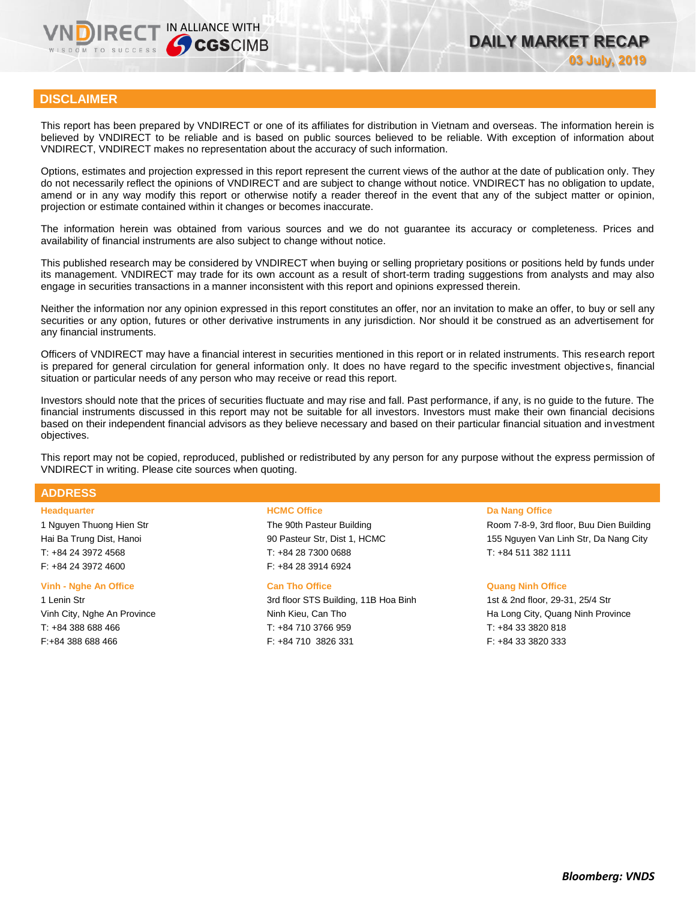## DISCLAIMER

This report has been prepared by VNDIRECT or one of its affiliates for distribution in Vietnam and overseas. The information herein is believed by VNDIRECT to be reliable and is based on public sources believed to be reliable. With exception of information about VNDIRECT, VNDIRECT makes no representation about the accuracy of such information.

Options, estimates and projection expressed in this report represent the current views of the author at the date of publication only. They do not necessarily reflect the opinions of VNDIRECT and are subject to change without notice. VNDIRECT has no obligation to update, amend or in any way modify this report or otherwise notify a reader thereof in the event that any of the subject matter or opinion, projection or estimate contained within it changes or becomes inaccurate.

The information herein was obtained from various sources and we do not guarantee its accuracy or completeness. Prices and availability of financial instruments are also subject to change without notice.

This published research may be considered by VNDIRECT when buying or selling proprietary positions or positions held by funds under its management. VNDIRECT may trade for its own account as a result of short-term trading suggestions from analysts and may also engage in securities transactions in a manner inconsistent with this report and opinions expressed therein.

Neither the information nor any opinion expressed in this report constitutes an offer, nor an invitation to make an offer, to buy or sell any securities or any option, futures or other derivative instruments in any jurisdiction. Nor should it be construed as an advertisement for any financial instruments.

Officers of VNDIRECT may have a financial interest in securities mentioned in this report or in related instruments. This research report is prepared for general circulation for general information only. It does no have regard to the specific investment objectives, financial situation or particular needs of any person who may receive or read this report.

Investors should note that the prices of securities fluctuate and may rise and fall. Past performance, if any, is no guide to the future. The financial instruments discussed in this report may not be suitable for all investors. Investors must make their own financial decisions based on their independent financial advisors as they believe necessary and based on their particular financial situation and investment objectives.

This report may not be copied, reproduced, published or redistributed by any person for any purpose without the express permission of VNDIRECT in writing. Please cite sources when quoting.

## ADDRESS

**Headquarter**
1 Nguyen Thuong Hien Str
Hai Ba Trung Dist, Hanoi
T: +84 24 3972 4568
F: +84 24 3972 4600

**HCMC Office**
The 90th Pasteur Building
90 Pasteur Str, Dist 1, HCMC
T: +84 28 7300 0688
F: +84 28 3914 6924

**Da Nang Office**
Room 7-8-9, 3rd floor, Buu Dien Building
155 Nguyen Van Linh Str, Da Nang City
T: +84 511 382 1111

**Vinh - Nghe An Office**
1 Lenin Str
Vinh City, Nghe An Province
T: +84 388 688 466
F:+84 388 688 466

**Can Tho Office**
3rd floor STS Building, 11B Hoa Binh
Ninh Kieu, Can Tho
T: +84 710 3766 959
F: +84 710 3826 331

**Quang Ninh Office**
1st & 2nd floor, 29-31, 25/4 Str
Ha Long City, Quang Ninh Province
T: +84 33 3820 818
F: +84 33 3820 333

***Bloomberg: VNDS***